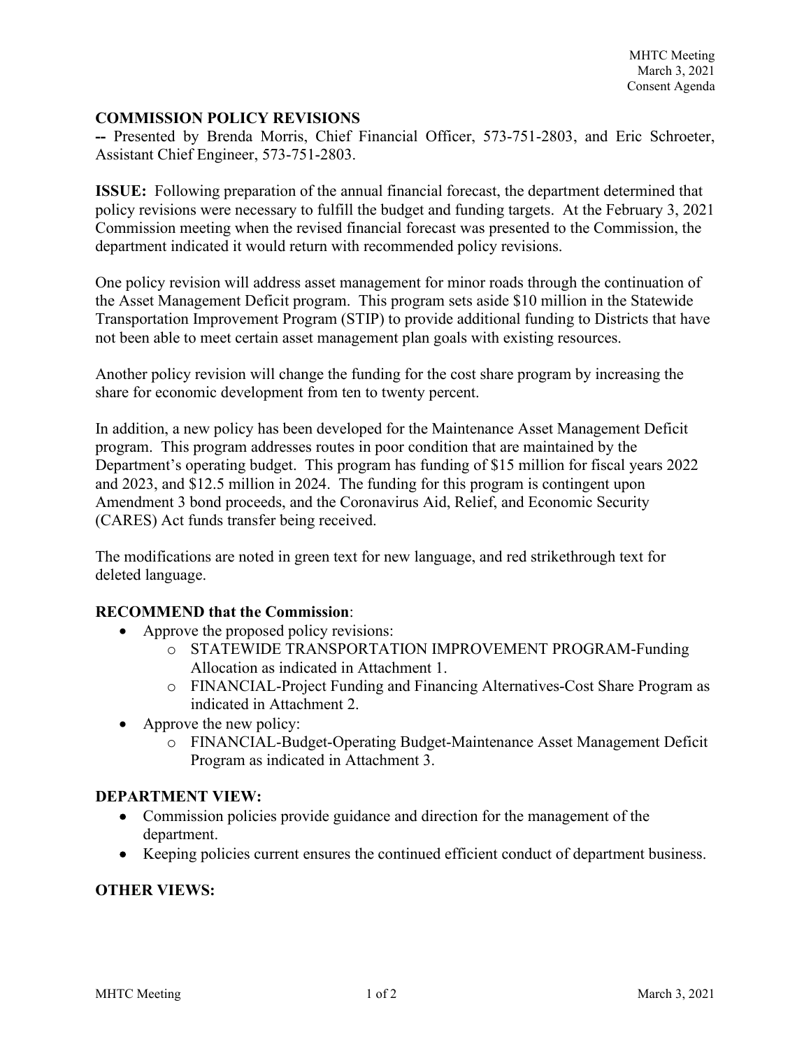MHTC Meeting
March 3, 2021
Consent Agenda

**COMMISSION POLICY REVISIONS**

**--** Presented by Brenda Morris, Chief Financial Officer, 573-751-2803, and Eric Schroeter, Assistant Chief Engineer, 573-751-2803.

**ISSUE:** Following preparation of the annual financial forecast, the department determined that policy revisions were necessary to fulfill the budget and funding targets. At the February 3, 2021 Commission meeting when the revised financial forecast was presented to the Commission, the department indicated it would return with recommended policy revisions.

One policy revision will address asset management for minor roads through the continuation of the Asset Management Deficit program. This program sets aside $10 million in the Statewide Transportation Improvement Program (STIP) to provide additional funding to Districts that have not been able to meet certain asset management plan goals with existing resources.

Another policy revision will change the funding for the cost share program by increasing the share for economic development from ten to twenty percent.

In addition, a new policy has been developed for the Maintenance Asset Management Deficit program. This program addresses routes in poor condition that are maintained by the Department's operating budget. This program has funding of $15 million for fiscal years 2022 and 2023, and $12.5 million in 2024. The funding for this program is contingent upon Amendment 3 bond proceeds, and the Coronavirus Aid, Relief, and Economic Security (CARES) Act funds transfer being received.

The modifications are noted in green text for new language, and red strikethrough text for deleted language.

**RECOMMEND that the Commission**:

- Approve the proposed policy revisions:
  - STATEWIDE TRANSPORTATION IMPROVEMENT PROGRAM-Funding Allocation as indicated in Attachment 1.
  - FINANCIAL-Project Funding and Financing Alternatives-Cost Share Program as indicated in Attachment 2.
- Approve the new policy:
  - FINANCIAL-Budget-Operating Budget-Maintenance Asset Management Deficit Program as indicated in Attachment 3.

**DEPARTMENT VIEW:**

- Commission policies provide guidance and direction for the management of the department.
- Keeping policies current ensures the continued efficient conduct of department business.

**OTHER VIEWS:**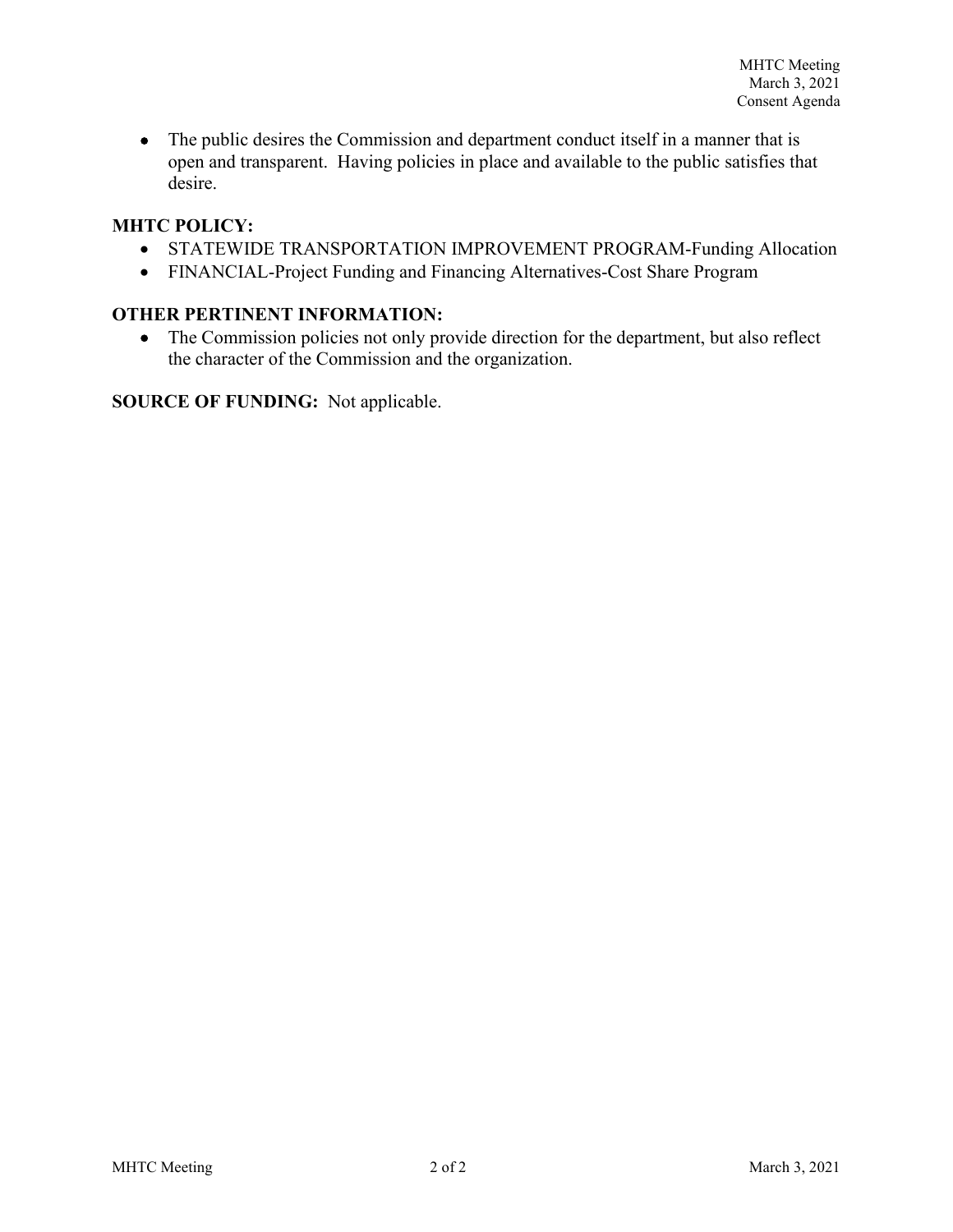- The public desires the Commission and department conduct itself in a manner that is open and transparent. Having policies in place and available to the public satisfies that desire.

**MHTC POLICY:**

- STATEWIDE TRANSPORTATION IMPROVEMENT PROGRAM-Funding Allocation
- FINANCIAL-Project Funding and Financing Alternatives-Cost Share Program

**OTHER PERTINENT INFORMATION:**

- The Commission policies not only provide direction for the department, but also reflect the character of the Commission and the organization.

**SOURCE OF FUNDING:** Not applicable.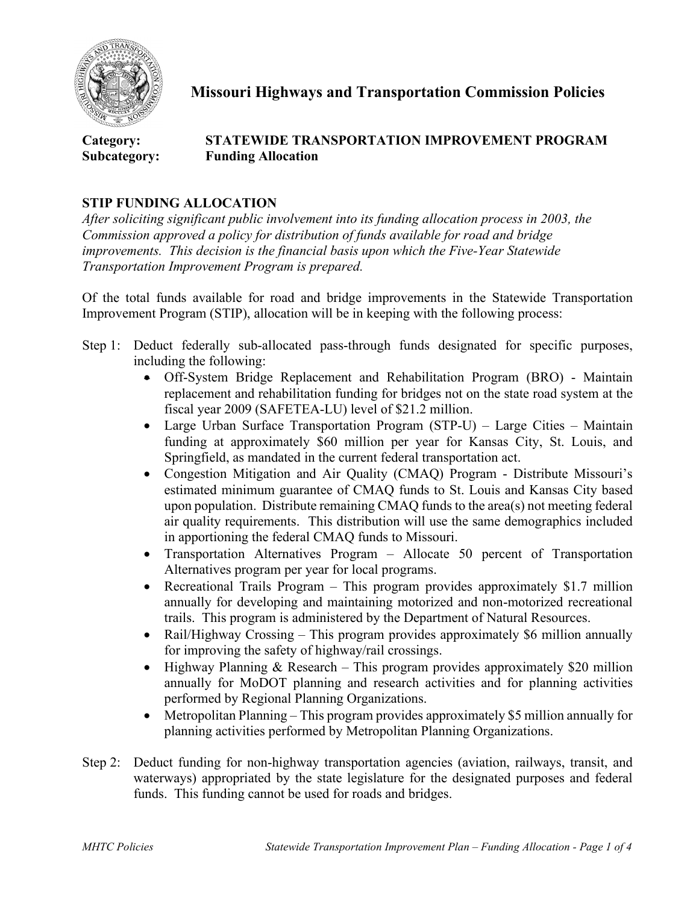# Missouri Highways and Transportation Commission Policies

**Category:** **STATEWIDE TRANSPORTATION IMPROVEMENT PROGRAM**
**Subcategory:** **Funding Allocation**

## STIP FUNDING ALLOCATION

*After soliciting significant public involvement into its funding allocation process in 2003, the Commission approved a policy for distribution of funds available for road and bridge improvements. This decision is the financial basis upon which the Five-Year Statewide Transportation Improvement Program is prepared.*

Of the total funds available for road and bridge improvements in the Statewide Transportation Improvement Program (STIP), allocation will be in keeping with the following process:

Step 1: Deduct federally sub-allocated pass-through funds designated for specific purposes, including the following:

- Off-System Bridge Replacement and Rehabilitation Program (BRO) - Maintain replacement and rehabilitation funding for bridges not on the state road system at the fiscal year 2009 (SAFETEA-LU) level of $21.2 million.
- Large Urban Surface Transportation Program (STP-U) – Large Cities – Maintain funding at approximately $60 million per year for Kansas City, St. Louis, and Springfield, as mandated in the current federal transportation act.
- Congestion Mitigation and Air Quality (CMAQ) Program - Distribute Missouri's estimated minimum guarantee of CMAQ funds to St. Louis and Kansas City based upon population. Distribute remaining CMAQ funds to the area(s) not meeting federal air quality requirements. This distribution will use the same demographics included in apportioning the federal CMAQ funds to Missouri.
- Transportation Alternatives Program – Allocate 50 percent of Transportation Alternatives program per year for local programs.
- Recreational Trails Program – This program provides approximately $1.7 million annually for developing and maintaining motorized and non-motorized recreational trails. This program is administered by the Department of Natural Resources.
- Rail/Highway Crossing – This program provides approximately $6 million annually for improving the safety of highway/rail crossings.
- Highway Planning & Research – This program provides approximately $20 million annually for MoDOT planning and research activities and for planning activities performed by Regional Planning Organizations.
- Metropolitan Planning – This program provides approximately $5 million annually for planning activities performed by Metropolitan Planning Organizations.

Step 2: Deduct funding for non-highway transportation agencies (aviation, railways, transit, and waterways) appropriated by the state legislature for the designated purposes and federal funds. This funding cannot be used for roads and bridges.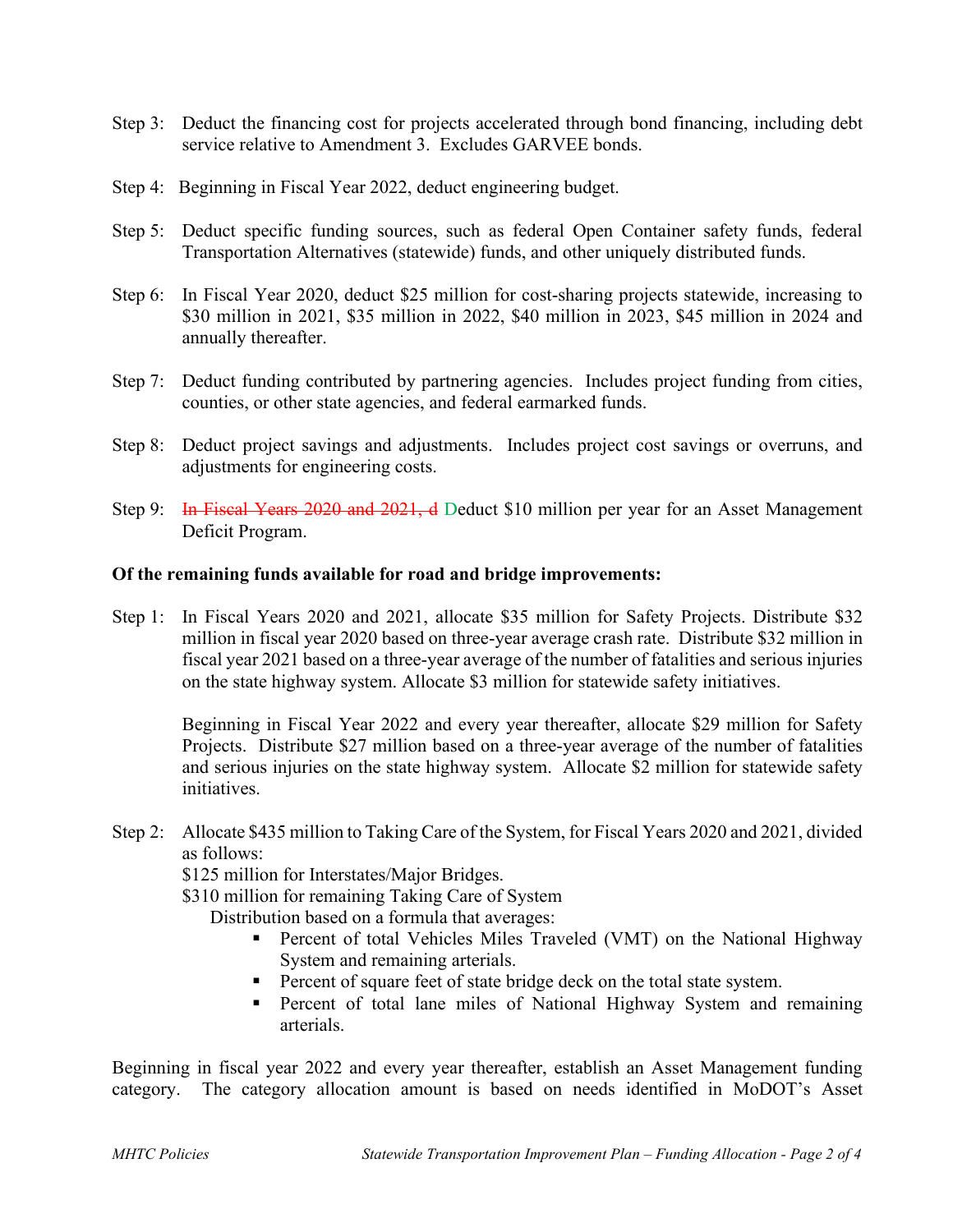Step 3: Deduct the financing cost for projects accelerated through bond financing, including debt service relative to Amendment 3. Excludes GARVEE bonds.

Step 4: Beginning in Fiscal Year 2022, deduct engineering budget.

Step 5: Deduct specific funding sources, such as federal Open Container safety funds, federal Transportation Alternatives (statewide) funds, and other uniquely distributed funds.

Step 6: In Fiscal Year 2020, deduct $25 million for cost-sharing projects statewide, increasing to $30 million in 2021, $35 million in 2022, $40 million in 2023, $45 million in 2024 and annually thereafter.

Step 7: Deduct funding contributed by partnering agencies. Includes project funding from cities, counties, or other state agencies, and federal earmarked funds.

Step 8: Deduct project savings and adjustments. Includes project cost savings or overruns, and adjustments for engineering costs.

Step 9: ~~In Fiscal Years 2020 and 2021, d~~ Deduct $10 million per year for an Asset Management Deficit Program.

**Of the remaining funds available for road and bridge improvements:**

Step 1: In Fiscal Years 2020 and 2021, allocate $35 million for Safety Projects. Distribute $32 million in fiscal year 2020 based on three-year average crash rate. Distribute $32 million in fiscal year 2021 based on a three-year average of the number of fatalities and serious injuries on the state highway system. Allocate $3 million for statewide safety initiatives.

Beginning in Fiscal Year 2022 and every year thereafter, allocate $29 million for Safety Projects. Distribute $27 million based on a three-year average of the number of fatalities and serious injuries on the state highway system. Allocate $2 million for statewide safety initiatives.

Step 2: Allocate $435 million to Taking Care of the System, for Fiscal Years 2020 and 2021, divided as follows:
$125 million for Interstates/Major Bridges.
$310 million for remaining Taking Care of System
Distribution based on a formula that averages:

- Percent of total Vehicles Miles Traveled (VMT) on the National Highway System and remaining arterials.
- Percent of square feet of state bridge deck on the total state system.
- Percent of total lane miles of National Highway System and remaining arterials.

Beginning in fiscal year 2022 and every year thereafter, establish an Asset Management funding category. The category allocation amount is based on needs identified in MoDOT's Asset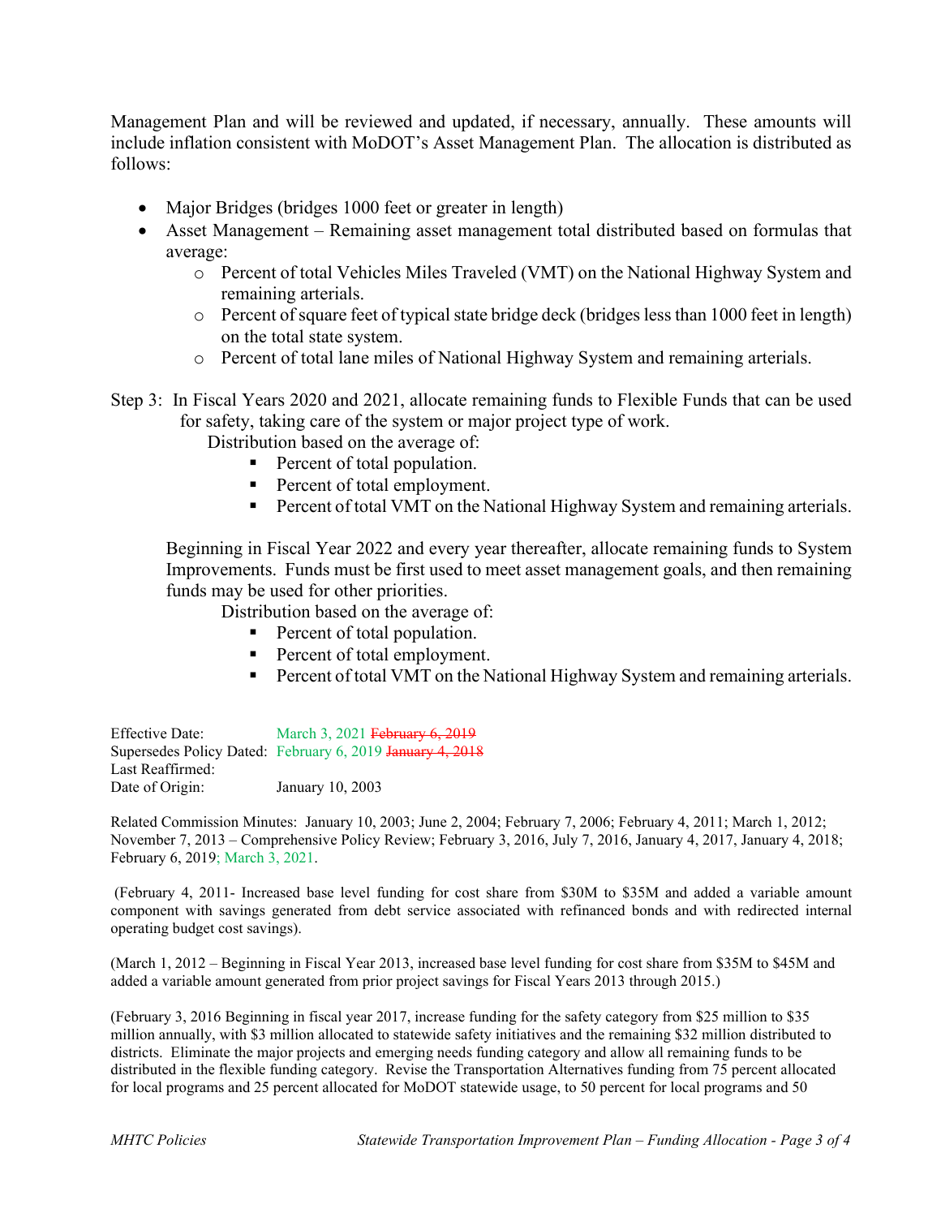Management Plan and will be reviewed and updated, if necessary, annually. These amounts will include inflation consistent with MoDOT's Asset Management Plan. The allocation is distributed as follows:

- Major Bridges (bridges 1000 feet or greater in length)
- Asset Management – Remaining asset management total distributed based on formulas that average:
  - Percent of total Vehicles Miles Traveled (VMT) on the National Highway System and remaining arterials.
  - Percent of square feet of typical state bridge deck (bridges less than 1000 feet in length) on the total state system.
  - Percent of total lane miles of National Highway System and remaining arterials.

Step 3: In Fiscal Years 2020 and 2021, allocate remaining funds to Flexible Funds that can be used for safety, taking care of the system or major project type of work.

Distribution based on the average of:

- Percent of total population.
- Percent of total employment.
- Percent of total VMT on the National Highway System and remaining arterials.

Beginning in Fiscal Year 2022 and every year thereafter, allocate remaining funds to System Improvements. Funds must be first used to meet asset management goals, and then remaining funds may be used for other priorities.

Distribution based on the average of:

- Percent of total population.
- Percent of total employment.
- Percent of total VMT on the National Highway System and remaining arterials.

Effective Date: March 3, 2021 ~~February 6, 2019~~
Supersedes Policy Dated: February 6, 2019 ~~January 4, 2018~~
Last Reaffirmed:
Date of Origin: January 10, 2003

Related Commission Minutes: January 10, 2003; June 2, 2004; February 7, 2006; February 4, 2011; March 1, 2012; November 7, 2013 – Comprehensive Policy Review; February 3, 2016, July 7, 2016, January 4, 2017, January 4, 2018; February 6, 2019; March 3, 2021.

(February 4, 2011- Increased base level funding for cost share from $30M to $35M and added a variable amount component with savings generated from debt service associated with refinanced bonds and with redirected internal operating budget cost savings).

(March 1, 2012 – Beginning in Fiscal Year 2013, increased base level funding for cost share from $35M to $45M and added a variable amount generated from prior project savings for Fiscal Years 2013 through 2015.)

(February 3, 2016 Beginning in fiscal year 2017, increase funding for the safety category from $25 million to $35 million annually, with $3 million allocated to statewide safety initiatives and the remaining $32 million distributed to districts. Eliminate the major projects and emerging needs funding category and allow all remaining funds to be distributed in the flexible funding category. Revise the Transportation Alternatives funding from 75 percent allocated for local programs and 25 percent allocated for MoDOT statewide usage, to 50 percent for local programs and 50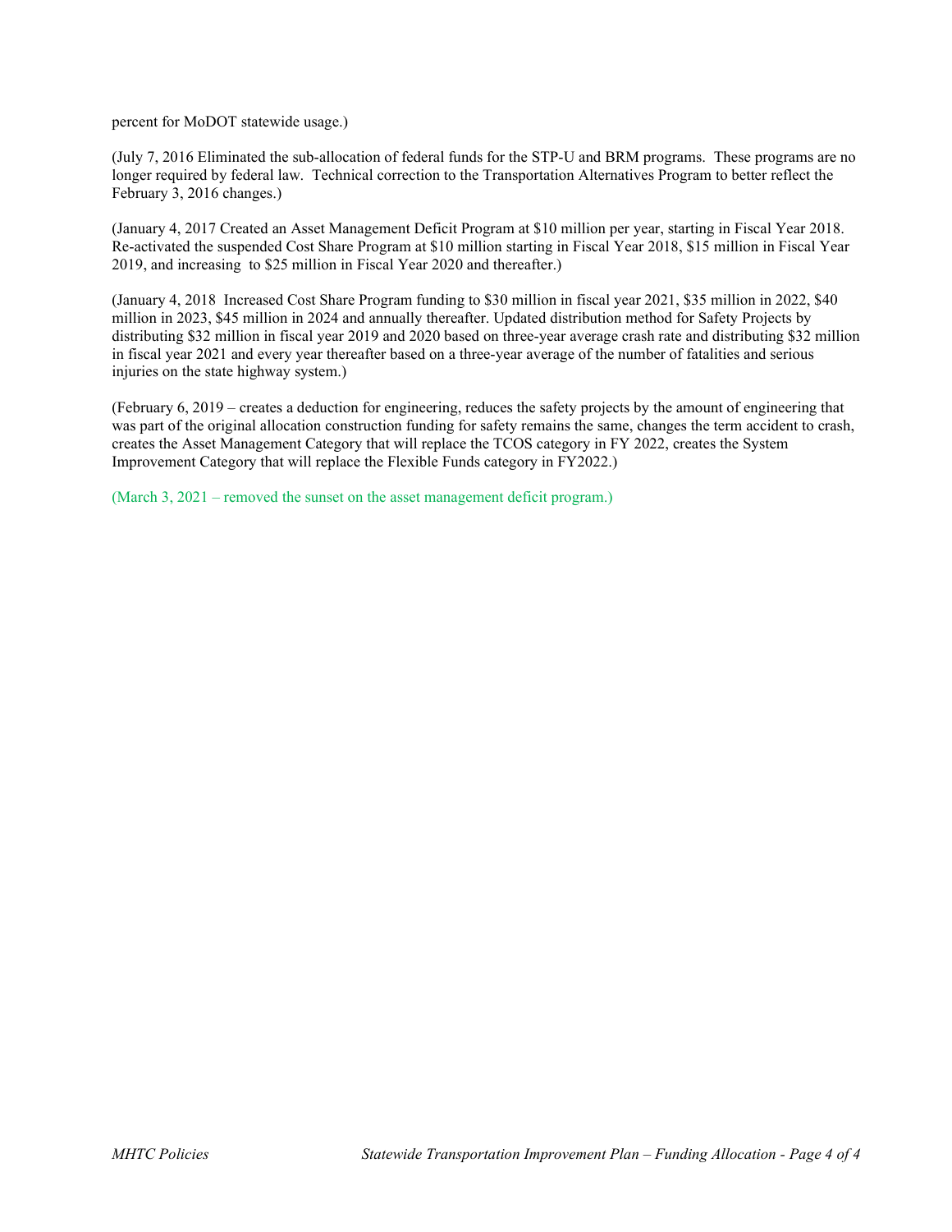percent for MoDOT statewide usage.)

(July 7, 2016 Eliminated the sub-allocation of federal funds for the STP-U and BRM programs. These programs are no longer required by federal law. Technical correction to the Transportation Alternatives Program to better reflect the February 3, 2016 changes.)

(January 4, 2017 Created an Asset Management Deficit Program at $10 million per year, starting in Fiscal Year 2018. Re-activated the suspended Cost Share Program at $10 million starting in Fiscal Year 2018, $15 million in Fiscal Year 2019, and increasing to $25 million in Fiscal Year 2020 and thereafter.)

(January 4, 2018 Increased Cost Share Program funding to $30 million in fiscal year 2021, $35 million in 2022, $40 million in 2023, $45 million in 2024 and annually thereafter. Updated distribution method for Safety Projects by distributing $32 million in fiscal year 2019 and 2020 based on three-year average crash rate and distributing $32 million in fiscal year 2021 and every year thereafter based on a three-year average of the number of fatalities and serious injuries on the state highway system.)

(February 6, 2019 – creates a deduction for engineering, reduces the safety projects by the amount of engineering that was part of the original allocation construction funding for safety remains the same, changes the term accident to crash, creates the Asset Management Category that will replace the TCOS category in FY 2022, creates the System Improvement Category that will replace the Flexible Funds category in FY2022.)

(March 3, 2021 – removed the sunset on the asset management deficit program.)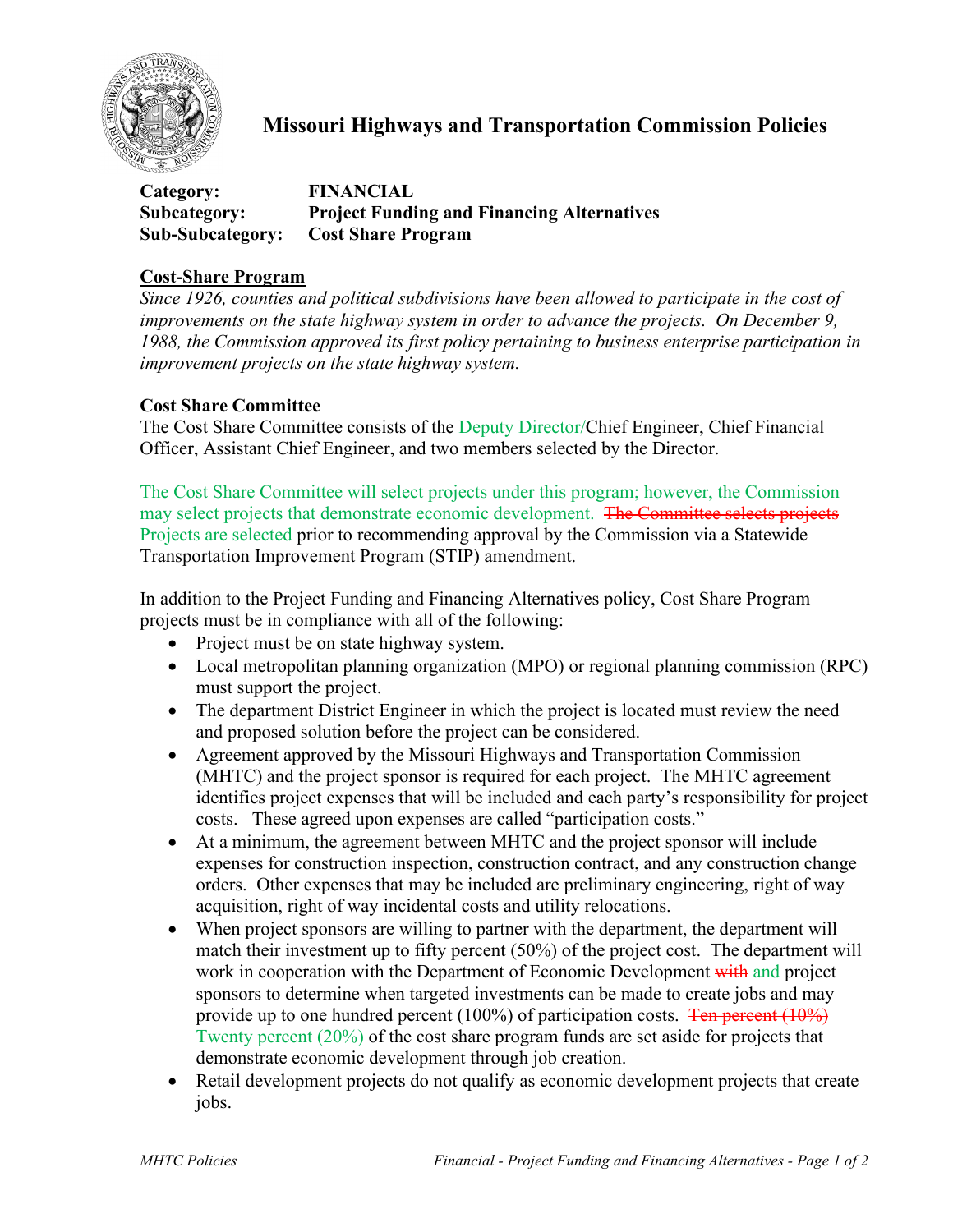# Missouri Highways and Transportation Commission Policies

**Category:** **FINANCIAL**
**Subcategory:** **Project Funding and Financing Alternatives**
**Sub-Subcategory:** **Cost Share Program**

## Cost-Share Program

*Since 1926, counties and political subdivisions have been allowed to participate in the cost of improvements on the state highway system in order to advance the projects. On December 9, 1988, the Commission approved its first policy pertaining to business enterprise participation in improvement projects on the state highway system.*

### Cost Share Committee

The Cost Share Committee consists of the Deputy Director/Chief Engineer, Chief Financial Officer, Assistant Chief Engineer, and two members selected by the Director.

The Cost Share Committee will select projects under this program; however, the Commission may select projects that demonstrate economic development. ~~The Committee selects projects~~ Projects are selected prior to recommending approval by the Commission via a Statewide Transportation Improvement Program (STIP) amendment.

In addition to the Project Funding and Financing Alternatives policy, Cost Share Program projects must be in compliance with all of the following:

- Project must be on state highway system.
- Local metropolitan planning organization (MPO) or regional planning commission (RPC) must support the project.
- The department District Engineer in which the project is located must review the need and proposed solution before the project can be considered.
- Agreement approved by the Missouri Highways and Transportation Commission (MHTC) and the project sponsor is required for each project. The MHTC agreement identifies project expenses that will be included and each party's responsibility for project costs. These agreed upon expenses are called "participation costs."
- At a minimum, the agreement between MHTC and the project sponsor will include expenses for construction inspection, construction contract, and any construction change orders. Other expenses that may be included are preliminary engineering, right of way acquisition, right of way incidental costs and utility relocations.
- When project sponsors are willing to partner with the department, the department will match their investment up to fifty percent (50%) of the project cost. The department will work in cooperation with the Department of Economic Development ~~with~~ and project sponsors to determine when targeted investments can be made to create jobs and may provide up to one hundred percent (100%) of participation costs. ~~Ten percent (10%)~~ Twenty percent (20%) of the cost share program funds are set aside for projects that demonstrate economic development through job creation.
- Retail development projects do not qualify as economic development projects that create jobs.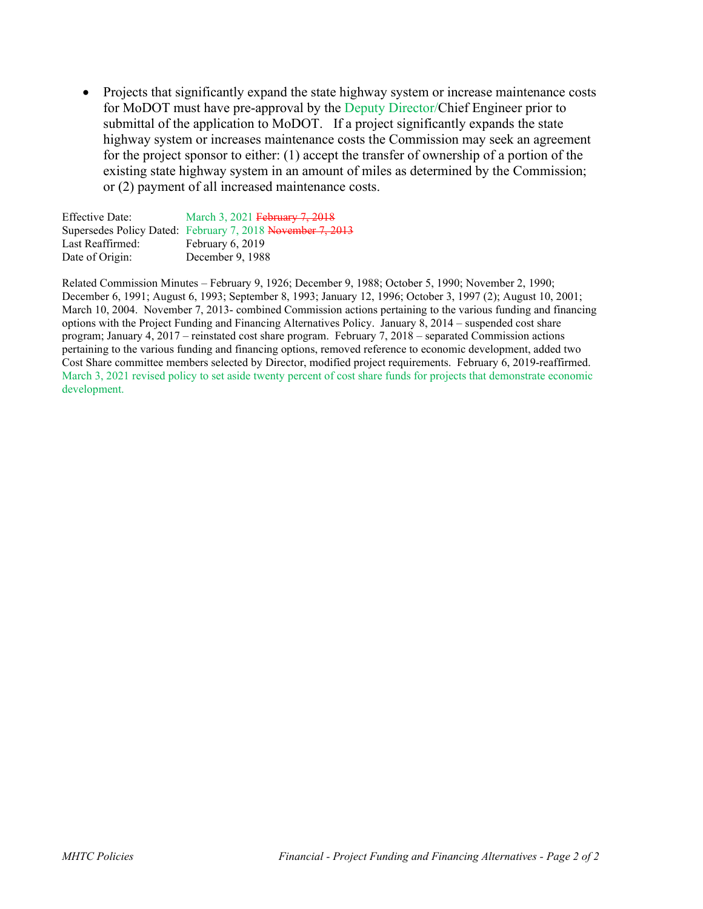- Projects that significantly expand the state highway system or increase maintenance costs for MoDOT must have pre-approval by the Deputy Director/Chief Engineer prior to submittal of the application to MoDOT. If a project significantly expands the state highway system or increases maintenance costs the Commission may seek an agreement for the project sponsor to either: (1) accept the transfer of ownership of a portion of the existing state highway system in an amount of miles as determined by the Commission; or (2) payment of all increased maintenance costs.

| | |
|---|---|
| Effective Date: | March 3, 2021 ~~February 7, 2018~~ |
| Supersedes Policy Dated: | February 7, 2018 ~~November 7, 2013~~ |
| Last Reaffirmed: | February 6, 2019 |
| Date of Origin: | December 9, 1988 |

Related Commission Minutes – February 9, 1926; December 9, 1988; October 5, 1990; November 2, 1990; December 6, 1991; August 6, 1993; September 8, 1993; January 12, 1996; October 3, 1997 (2); August 10, 2001; March 10, 2004. November 7, 2013- combined Commission actions pertaining to the various funding and financing options with the Project Funding and Financing Alternatives Policy. January 8, 2014 – suspended cost share program; January 4, 2017 – reinstated cost share program. February 7, 2018 – separated Commission actions pertaining to the various funding and financing options, removed reference to economic development, added two Cost Share committee members selected by Director, modified project requirements. February 6, 2019-reaffirmed. March 3, 2021 revised policy to set aside twenty percent of cost share funds for projects that demonstrate economic development.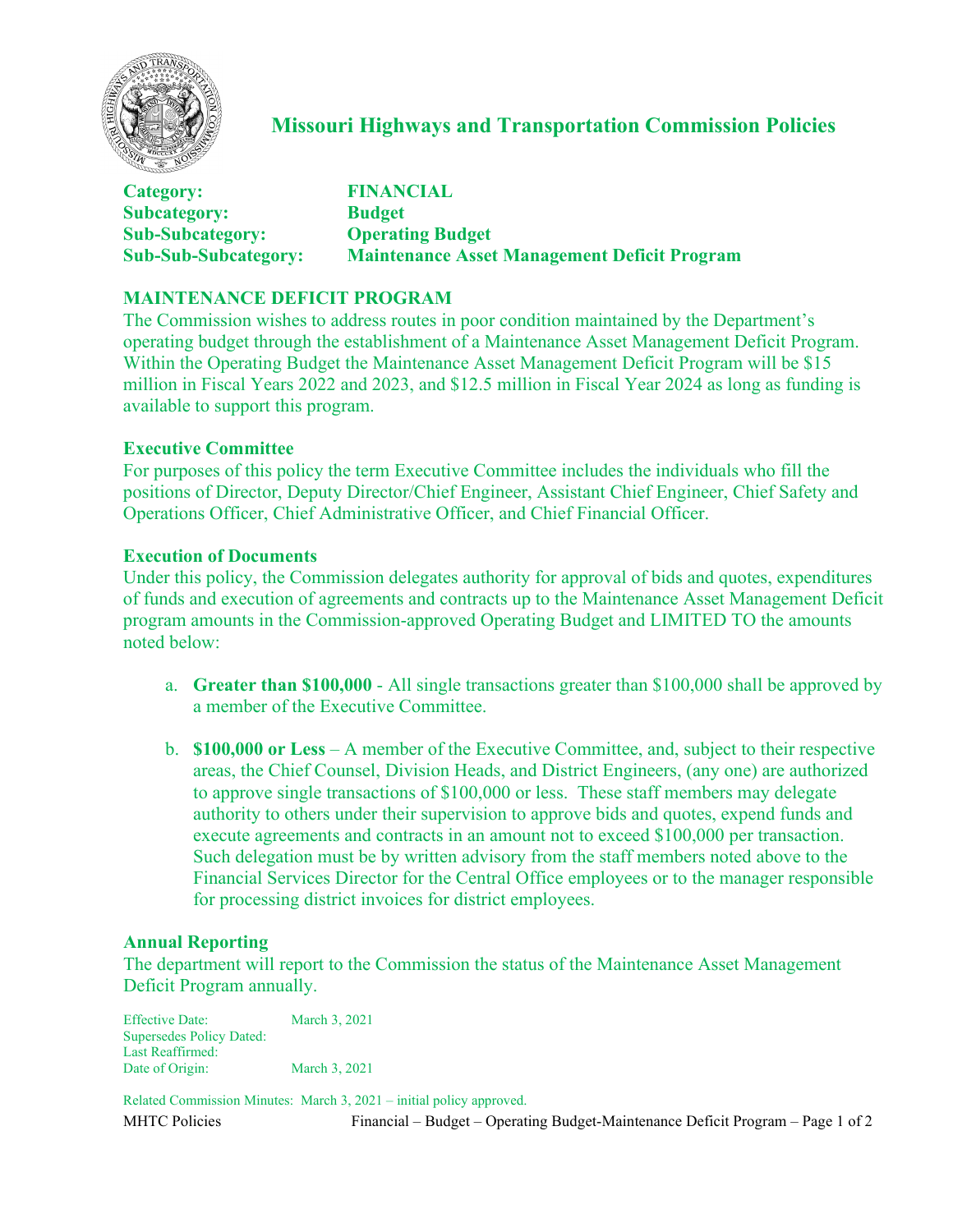# Missouri Highways and Transportation Commission Policies

**Category:** **FINANCIAL**
**Subcategory:** **Budget**
**Sub-Subcategory:** **Operating Budget**
**Sub-Sub-Subcategory:** **Maintenance Asset Management Deficit Program**

## MAINTENANCE DEFICIT PROGRAM

The Commission wishes to address routes in poor condition maintained by the Department's operating budget through the establishment of a Maintenance Asset Management Deficit Program. Within the Operating Budget the Maintenance Asset Management Deficit Program will be $15 million in Fiscal Years 2022 and 2023, and $12.5 million in Fiscal Year 2024 as long as funding is available to support this program.

### Executive Committee

For purposes of this policy the term Executive Committee includes the individuals who fill the positions of Director, Deputy Director/Chief Engineer, Assistant Chief Engineer, Chief Safety and Operations Officer, Chief Administrative Officer, and Chief Financial Officer.

### Execution of Documents

Under this policy, the Commission delegates authority for approval of bids and quotes, expenditures of funds and execution of agreements and contracts up to the Maintenance Asset Management Deficit program amounts in the Commission-approved Operating Budget and LIMITED TO the amounts noted below:

a. **Greater than $100,000** - All single transactions greater than $100,000 shall be approved by a member of the Executive Committee.

b. **$100,000 or Less** – A member of the Executive Committee, and, subject to their respective areas, the Chief Counsel, Division Heads, and District Engineers, (any one) are authorized to approve single transactions of $100,000 or less. These staff members may delegate authority to others under their supervision to approve bids and quotes, expend funds and execute agreements and contracts in an amount not to exceed $100,000 per transaction. Such delegation must be by written advisory from the staff members noted above to the Financial Services Director for the Central Office employees or to the manager responsible for processing district invoices for district employees.

### Annual Reporting

The department will report to the Commission the status of the Maintenance Asset Management Deficit Program annually.

Effective Date: March 3, 2021
Supersedes Policy Dated:
Last Reaffirmed:
Date of Origin: March 3, 2021

Related Commission Minutes: March 3, 2021 – initial policy approved.